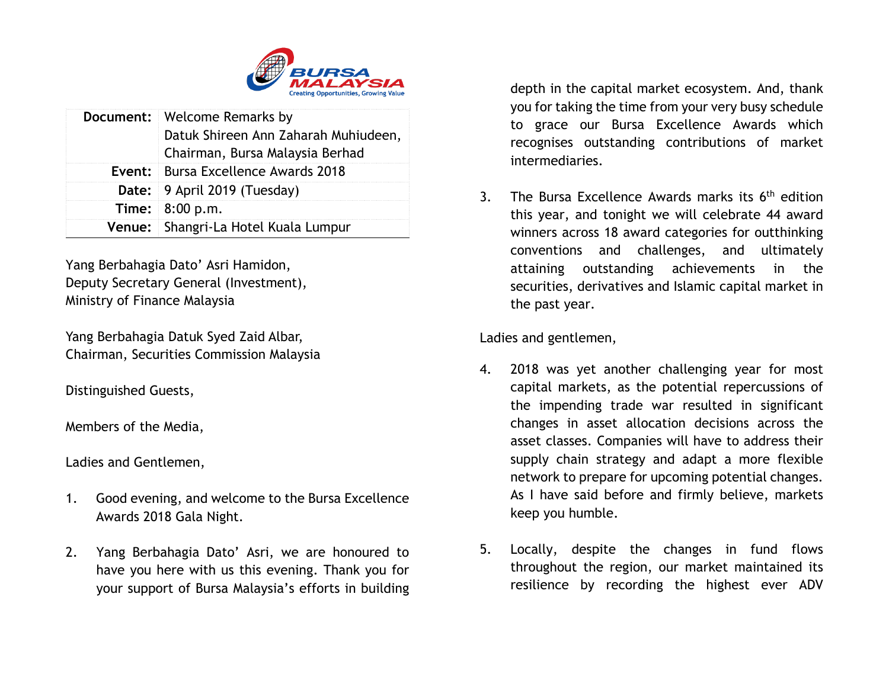| Document: | Welcome Remarks by Datuk Shireen Ann Zaharah Muhiudeen, Chairman, Bursa Malaysia Berhad |
|---|---|
| Event: | Bursa Excellence Awards 2018 |
| Date: | 9 April 2019 (Tuesday) |
| Time: | 8:00 p.m. |
| Venue: | Shangri-La Hotel Kuala Lumpur |

Yang Berbahagia Dato' Asri Hamidon,
Deputy Secretary General (Investment),
Ministry of Finance Malaysia

Yang Berbahagia Datuk Syed Zaid Albar,
Chairman, Securities Commission Malaysia

Distinguished Guests,

Members of the Media,

Ladies and Gentlemen,

1. Good evening, and welcome to the Bursa Excellence Awards 2018 Gala Night.

2. Yang Berbahagia Dato' Asri, we are honoured to have you here with us this evening. Thank you for your support of Bursa Malaysia's efforts in building depth in the capital market ecosystem. And, thank you for taking the time from your very busy schedule to grace our Bursa Excellence Awards which recognises outstanding contributions of market intermediaries.

3. The Bursa Excellence Awards marks its 6th edition this year, and tonight we will celebrate 44 award winners across 18 award categories for outthinking conventions and challenges, and ultimately attaining outstanding achievements in the securities, derivatives and Islamic capital market in the past year.

Ladies and gentlemen,

4. 2018 was yet another challenging year for most capital markets, as the potential repercussions of the impending trade war resulted in significant changes in asset allocation decisions across the asset classes. Companies will have to address their supply chain strategy and adapt a more flexible network to prepare for upcoming potential changes. As I have said before and firmly believe, markets keep you humble.

5. Locally, despite the changes in fund flows throughout the region, our market maintained its resilience by recording the highest ever ADV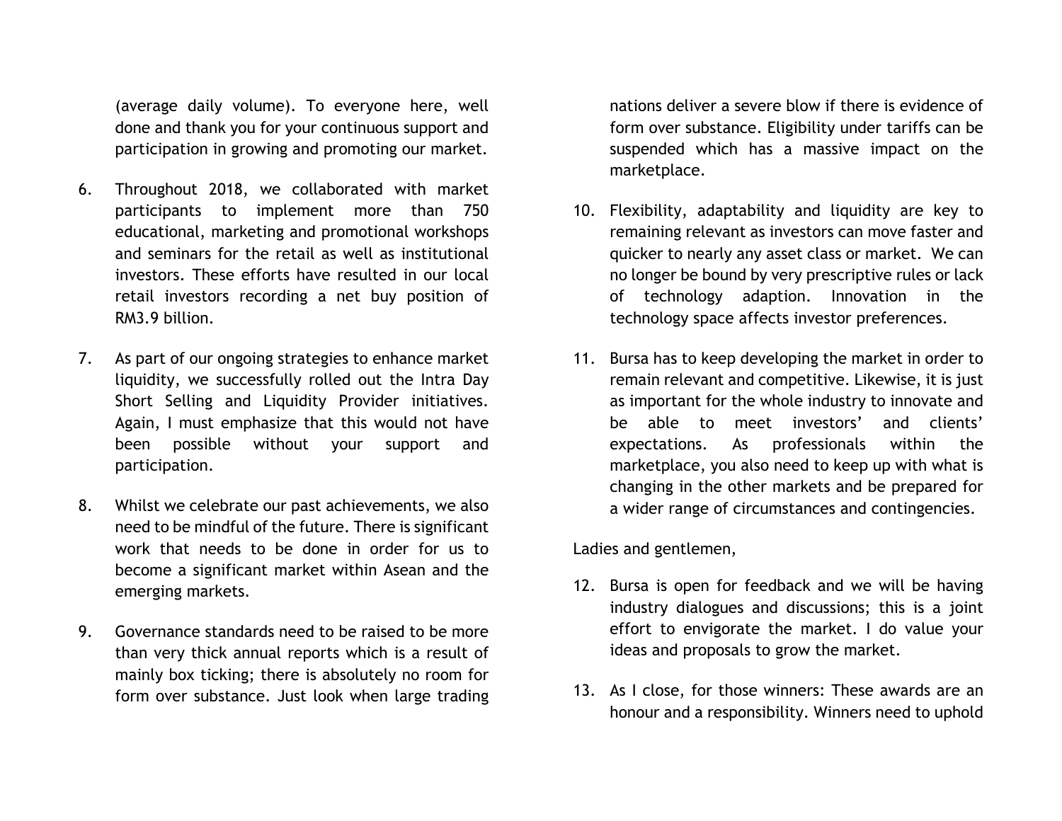(average daily volume). To everyone here, well done and thank you for your continuous support and participation in growing and promoting our market.

6. Throughout 2018, we collaborated with market participants to implement more than 750 educational, marketing and promotional workshops and seminars for the retail as well as institutional investors. These efforts have resulted in our local retail investors recording a net buy position of RM3.9 billion.

7. As part of our ongoing strategies to enhance market liquidity, we successfully rolled out the Intra Day Short Selling and Liquidity Provider initiatives. Again, I must emphasize that this would not have been possible without your support and participation.

8. Whilst we celebrate our past achievements, we also need to be mindful of the future. There is significant work that needs to be done in order for us to become a significant market within Asean and the emerging markets.

9. Governance standards need to be raised to be more than very thick annual reports which is a result of mainly box ticking; there is absolutely no room for form over substance. Just look when large trading nations deliver a severe blow if there is evidence of form over substance. Eligibility under tariffs can be suspended which has a massive impact on the marketplace.

10. Flexibility, adaptability and liquidity are key to remaining relevant as investors can move faster and quicker to nearly any asset class or market. We can no longer be bound by very prescriptive rules or lack of technology adaption. Innovation in the technology space affects investor preferences.

11. Bursa has to keep developing the market in order to remain relevant and competitive. Likewise, it is just as important for the whole industry to innovate and be able to meet investors' and clients' expectations. As professionals within the marketplace, you also need to keep up with what is changing in the other markets and be prepared for a wider range of circumstances and contingencies.

Ladies and gentlemen,

12. Bursa is open for feedback and we will be having industry dialogues and discussions; this is a joint effort to envigorate the market. I do value your ideas and proposals to grow the market.

13. As I close, for those winners: These awards are an honour and a responsibility. Winners need to uphold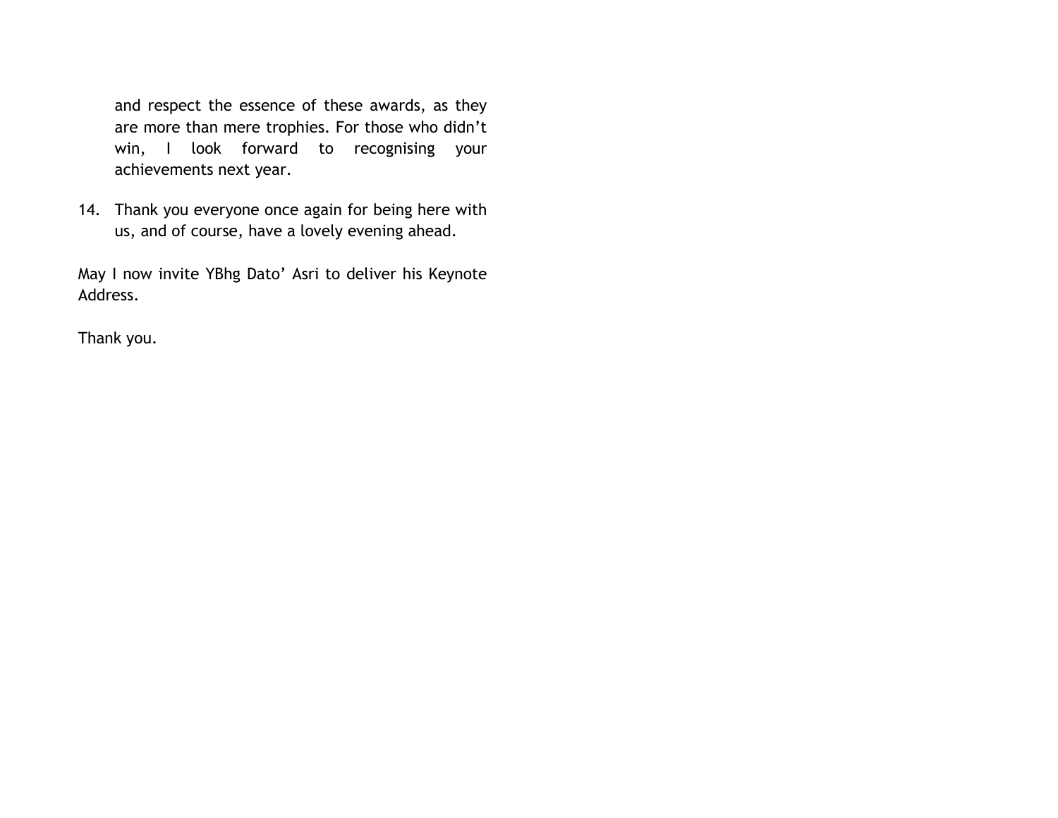and respect the essence of these awards, as they are more than mere trophies. For those who didn’t win, I look forward to recognising your achievements next year.

14. Thank you everyone once again for being here with us, and of course, have a lovely evening ahead.

May I now invite YBhg Dato’ Asri to deliver his Keynote Address.

Thank you.